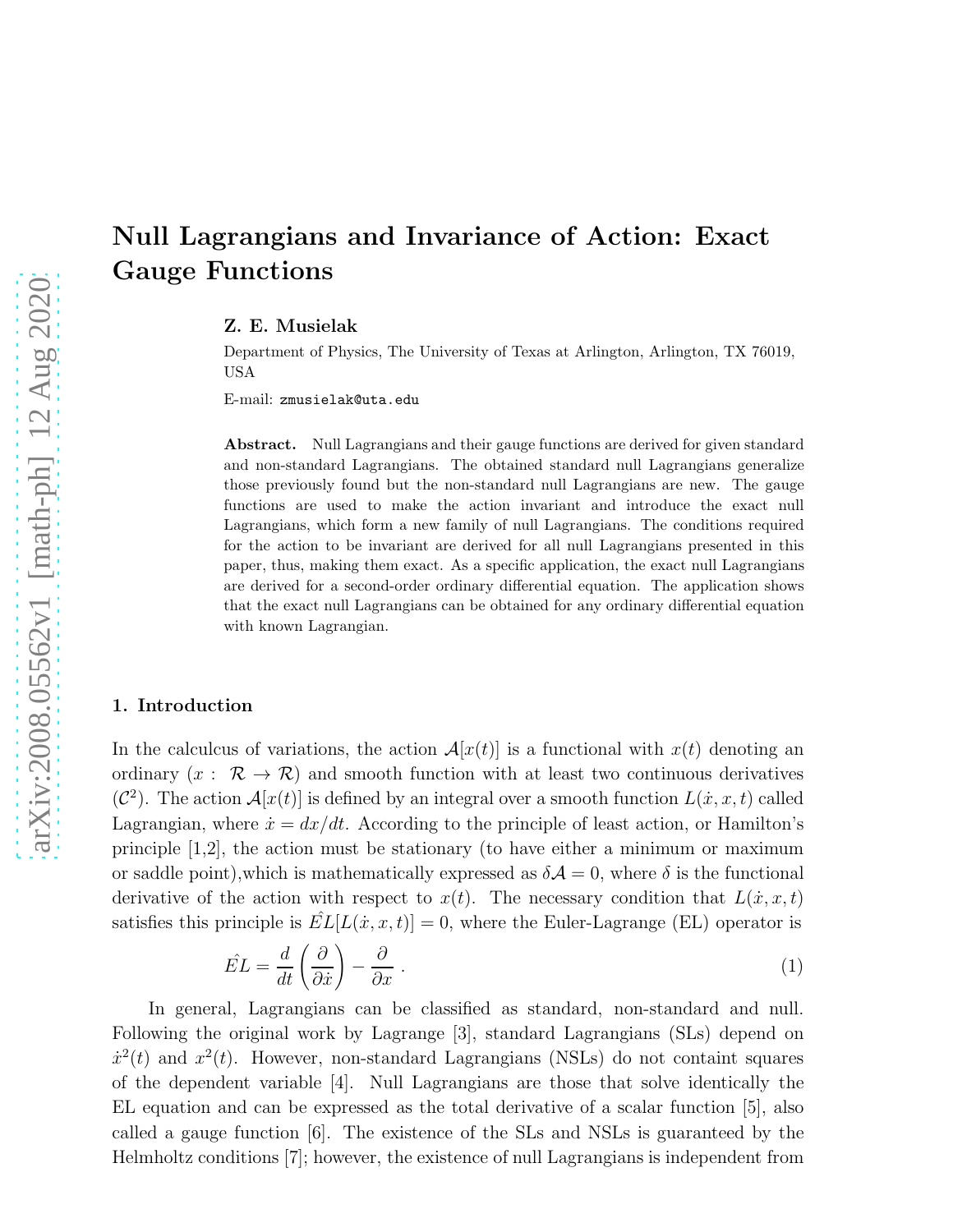# Null Lagrangians and Invariance of Action: Exact Gauge Functions

**Z. E. Musielak**

Department of Physics, The University of Texas at Arlington, Arlington, TX 76019, USA

E-mail: zmusielak@uta.edu

**Abstract.** Null Lagrangians and their gauge functions are derived for given standard and non-standard Lagrangians. The obtained standard null Lagrangians generalize those previously found but the non-standard null Lagrangians are new. The gauge functions are used to make the action invariant and introduce the exact null Lagrangians, which form a new family of null Lagrangians. The conditions required for the action to be invariant are derived for all null Lagrangians presented in this paper, thus, making them exact. As a specific application, the exact null Lagrangians are derived for a second-order ordinary differential equation. The application shows that the exact null Lagrangians can be obtained for any ordinary differential equation with known Lagrangian.

## 1. Introduction

In the calculcus of variations, the action $\mathcal{A}[x(t)]$ is a functional with $x(t)$ denoting an ordinary ($x: \mathcal{R} \to \mathcal{R}$) and smooth function with at least two continuous derivatives ($\mathcal{C}^2$). The action $\mathcal{A}[x(t)]$ is defined by an integral over a smooth function $L(\dot{x}, x, t)$ called Lagrangian, where $\dot{x} = dx/dt$. According to the principle of least action, or Hamilton's principle [1,2], the action must be stationary (to have either a minimum or maximum or saddle point),which is mathematically expressed as $\delta \mathcal{A} = 0$, where $\delta$ is the functional derivative of the action with respect to $x(t)$. The necessary condition that $L(\dot{x}, x, t)$ satisfies this principle is $\hat{EL}[L(\dot{x}, x, t)] = 0$, where the Euler-Lagrange (EL) operator is

$$\hat{EL} = \frac{d}{dt}\left(\frac{\partial}{\partial \dot{x}}\right) - \frac{\partial}{\partial x} \, . \tag{1}$$

In general, Lagrangians can be classified as standard, non-standard and null. Following the original work by Lagrange [3], standard Lagrangians (SLs) depend on $\dot{x}^2(t)$ and $x^2(t)$. However, non-standard Lagrangians (NSLs) do not containt squares of the dependent variable [4]. Null Lagrangians are those that solve identically the EL equation and can be expressed as the total derivative of a scalar function [5], also called a gauge function [6]. The existence of the SLs and NSLs is guaranteed by the Helmholtz conditions [7]; however, the existence of null Lagrangians is independent from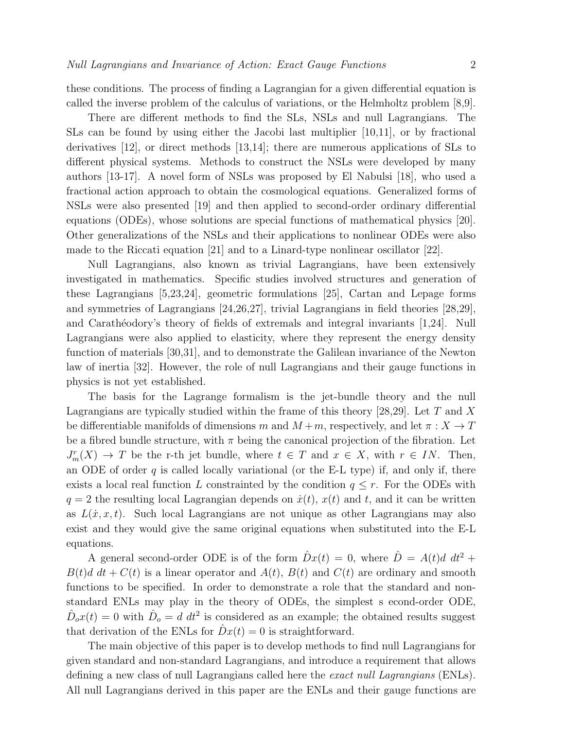these conditions. The process of finding a Lagrangian for a given differential equation is called the inverse problem of the calculus of variations, or the Helmholtz problem [8,9].

There are different methods to find the SLs, NSLs and null Lagrangians. The SLs can be found by using either the Jacobi last multiplier [10,11], or by fractional derivatives [12], or direct methods [13,14]; there are numerous applications of SLs to different physical systems. Methods to construct the NSLs were developed by many authors [13-17]. A novel form of NSLs was proposed by El Nabulsi [18], who used a fractional action approach to obtain the cosmological equations. Generalized forms of NSLs were also presented [19] and then applied to second-order ordinary differential equations (ODEs), whose solutions are special functions of mathematical physics [20]. Other generalizations of the NSLs and their applications to nonlinear ODEs were also made to the Riccati equation [21] and to a Linard-type nonlinear oscillator [22].

Null Lagrangians, also known as trivial Lagrangians, have been extensively investigated in mathematics. Specific studies involved structures and generation of these Lagrangians [5,23,24], geometric formulations [25], Cartan and Lepage forms and symmetries of Lagrangians [24,26,27], trivial Lagrangians in field theories [28,29], and Carathéodory's theory of fields of extremals and integral invariants [1,24]. Null Lagrangians were also applied to elasticity, where they represent the energy density function of materials [30,31], and to demonstrate the Galilean invariance of the Newton law of inertia [32]. However, the role of null Lagrangians and their gauge functions in physics is not yet established.

The basis for the Lagrange formalism is the jet-bundle theory and the null Lagrangians are typically studied within the frame of this theory [28,29]. Let $T$ and $X$ be differentiable manifolds of dimensions $m$ and $M+m$, respectively, and let $\pi : X \to T$ be a fibred bundle structure, with $\pi$ being the canonical projection of the fibration. Let $J^r_m(X) \to T$ be the r-th jet bundle, where $t \in T$ and $x \in X$, with $r \in IN$. Then, an ODE of order $q$ is called locally variational (or the E-L type) if, and only if, there exists a local real function $L$ constrainted by the condition $q \leq r$. For the ODEs with $q = 2$ the resulting local Lagrangian depends on $\dot{x}(t)$, $x(t)$ and $t$, and it can be written as $L(\dot{x}, x, t)$. Such local Lagrangians are not unique as other Lagrangians may also exist and they would give the same original equations when substituted into the E-L equations.

A general second-order ODE is of the form $\hat{D}x(t) = 0$, where $\hat{D} = A(t)d\ dt^2 + B(t)d\ dt + C(t)$ is a linear operator and $A(t)$, $B(t)$ and $C(t)$ are ordinary and smooth functions to be specified. In order to demonstrate a role that the standard and non-standard ENLs may play in the theory of ODEs, the simplest s econd-order ODE, $\hat{D}_o x(t) = 0$ with $\hat{D}_o = d\ dt^2$ is considered as an example; the obtained results suggest that derivation of the ENLs for $\hat{D}x(t) = 0$ is straightforward.

The main objective of this paper is to develop methods to find null Lagrangians for given standard and non-standard Lagrangians, and introduce a requirement that allows defining a new class of null Lagrangians called here the *exact null Lagrangians* (ENLs). All null Lagrangians derived in this paper are the ENLs and their gauge functions are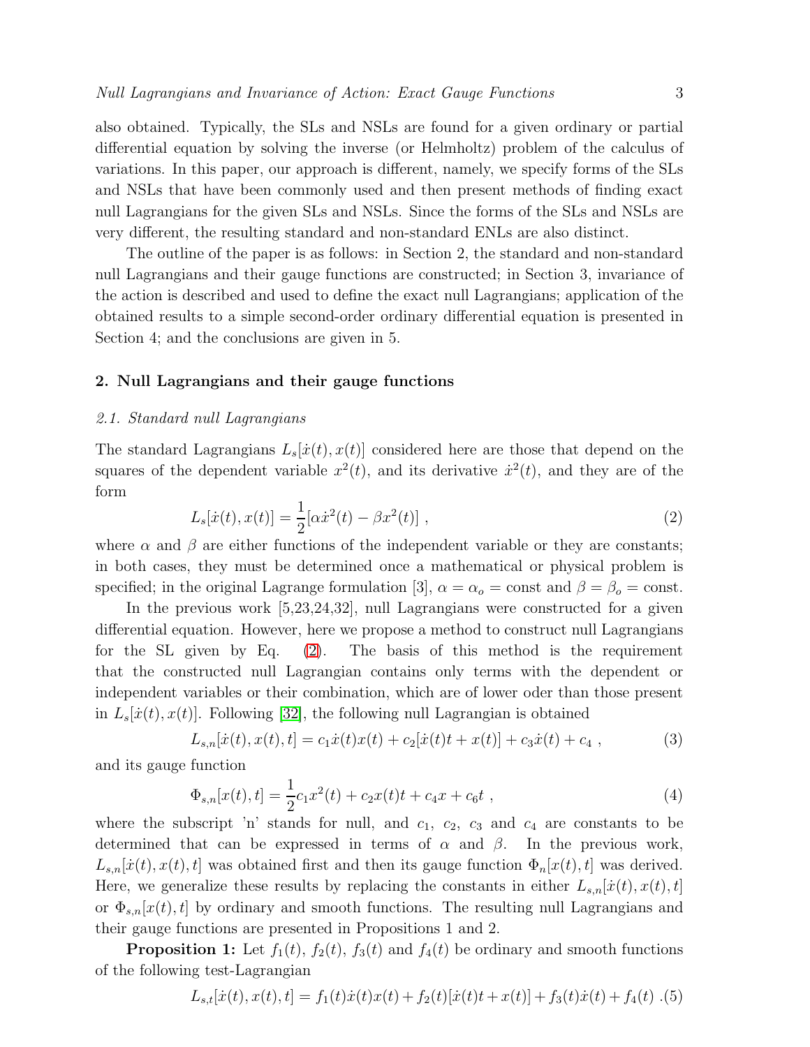also obtained. Typically, the SLs and NSLs are found for a given ordinary or partial differential equation by solving the inverse (or Helmholtz) problem of the calculus of variations. In this paper, our approach is different, namely, we specify forms of the SLs and NSLs that have been commonly used and then present methods of finding exact null Lagrangians for the given SLs and NSLs. Since the forms of the SLs and NSLs are very different, the resulting standard and non-standard ENLs are also distinct.

The outline of the paper is as follows: in Section 2, the standard and non-standard null Lagrangians and their gauge functions are constructed; in Section 3, invariance of the action is described and used to define the exact null Lagrangians; application of the obtained results to a simple second-order ordinary differential equation is presented in Section 4; and the conclusions are given in 5.

## 2. Null Lagrangians and their gauge functions

### 2.1. Standard null Lagrangians

The standard Lagrangians $L_s[\dot{x}(t), x(t)]$ considered here are those that depend on the squares of the dependent variable $x^2(t)$, and its derivative $\dot{x}^2(t)$, and they are of the form

$$L_s[\dot{x}(t), x(t)] = \frac{1}{2}[\alpha \dot{x}^2(t) - \beta x^2(t)] \ , \tag{2}$$

where $\alpha$ and $\beta$ are either functions of the independent variable or they are constants; in both cases, they must be determined once a mathematical or physical problem is specified; in the original Lagrange formulation [3], $\alpha = \alpha_o = \text{const}$ and $\beta = \beta_o = \text{const}$.

In the previous work [5,23,24,32], null Lagrangians were constructed for a given differential equation. However, here we propose a method to construct null Lagrangians for the SL given by Eq. (2). The basis of this method is the requirement that the constructed null Lagrangian contains only terms with the dependent or independent variables or their combination, which are of lower oder than those present in $L_s[\dot{x}(t), x(t)]$. Following [32], the following null Lagrangian is obtained

$$L_{s,n}[\dot{x}(t), x(t), t] = c_1 \dot{x}(t) x(t) + c_2[\dot{x}(t) t + x(t)] + c_3 \dot{x}(t) + c_4 \ , \tag{3}$$

and its gauge function

$$\Phi_{s,n}[x(t), t] = \frac{1}{2} c_1 x^2(t) + c_2 x(t) t + c_4 x + c_6 t \ , \tag{4}$$

where the subscript 'n' stands for null, and $c_1$, $c_2$, $c_3$ and $c_4$ are constants to be determined that can be expressed in terms of $\alpha$ and $\beta$. In the previous work, $L_{s,n}[\dot{x}(t), x(t), t]$ was obtained first and then its gauge function $\Phi_n[x(t), t]$ was derived. Here, we generalize these results by replacing the constants in either $L_{s,n}[\dot{x}(t), x(t), t]$ or $\Phi_{s,n}[x(t), t]$ by ordinary and smooth functions. The resulting null Lagrangians and their gauge functions are presented in Propositions 1 and 2.

**Proposition 1:** Let $f_1(t)$, $f_2(t)$, $f_3(t)$ and $f_4(t)$ be ordinary and smooth functions of the following test-Lagrangian

$$L_{s,t}[\dot{x}(t), x(t), t] = f_1(t) \dot{x}(t) x(t) + f_2(t)[\dot{x}(t) t + x(t)] + f_3(t) \dot{x}(t) + f_4(t) \ . \tag{5}$$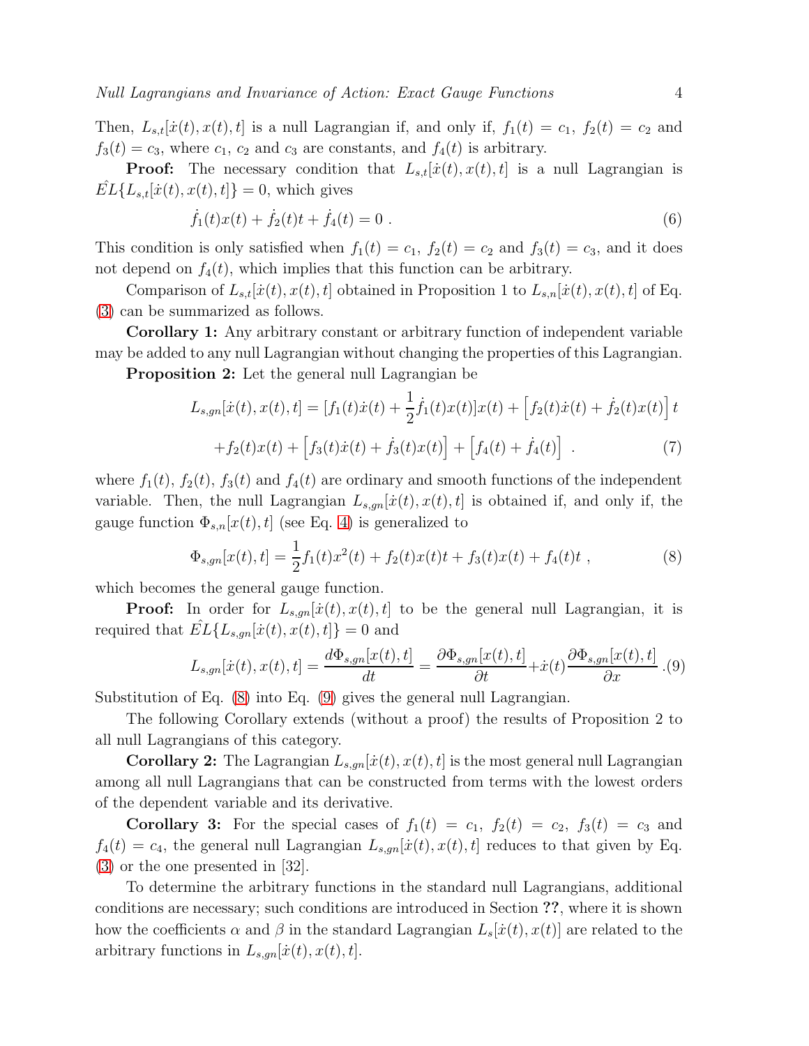Then, $L_{s,t}[\dot{x}(t), x(t), t]$ is a null Lagrangian if, and only if, $f_1(t) = c_1$, $f_2(t) = c_2$ and $f_3(t) = c_3$, where $c_1$, $c_2$ and $c_3$ are constants, and $f_4(t)$ is arbitrary.

**Proof:** The necessary condition that $L_{s,t}[\dot{x}(t), x(t), t]$ is a null Lagrangian is $\hat{EL}\{L_{s,t}[\dot{x}(t), x(t), t]\} = 0$, which gives

$$\dot{f}_1(t)x(t) + \dot{f}_2(t)t + \dot{f}_4(t) = 0 \ . \tag{6}$$

This condition is only satisfied when $f_1(t) = c_1$, $f_2(t) = c_2$ and $f_3(t) = c_3$, and it does not depend on $f_4(t)$, which implies that this function can be arbitrary.

Comparison of $L_{s,t}[\dot{x}(t), x(t), t]$ obtained in Proposition 1 to $L_{s,n}[\dot{x}(t), x(t), t]$ of Eq. (3) can be summarized as follows.

**Corollary 1:** Any arbitrary constant or arbitrary function of independent variable may be added to any null Lagrangian without changing the properties of this Lagrangian.

**Proposition 2:** Let the general null Lagrangian be

$$L_{s,gn}[\dot{x}(t), x(t), t] = [f_1(t)\dot{x}(t) + \frac{1}{2}\dot{f}_1(t)x(t)]x(t) + \left[f_2(t)\dot{x}(t) + \dot{f}_2(t)x(t)\right]t$$
$$+ f_2(t)x(t) + \left[f_3(t)\dot{x}(t) + \dot{f}_3(t)x(t)\right] + \left[f_4(t) + \dot{f}_4(t)\right] \ . \tag{7}$$

where $f_1(t)$, $f_2(t)$, $f_3(t)$ and $f_4(t)$ are ordinary and smooth functions of the independent variable. Then, the null Lagrangian $L_{s,gn}[\dot{x}(t), x(t), t]$ is obtained if, and only if, the gauge function $\Phi_{s,n}[x(t), t]$ (see Eq. 4) is generalized to

$$\Phi_{s,gn}[x(t), t] = \frac{1}{2}f_1(t)x^2(t) + f_2(t)x(t)t + f_3(t)x(t) + f_4(t)t \ , \tag{8}$$

which becomes the general gauge function.

**Proof:** In order for $L_{s,gn}[\dot{x}(t), x(t), t]$ to be the general null Lagrangian, it is required that $\hat{EL}\{L_{s,gn}[\dot{x}(t), x(t), t]\} = 0$ and

$$L_{s,gn}[\dot{x}(t), x(t), t] = \frac{d\Phi_{s,gn}[x(t), t]}{dt} = \frac{\partial \Phi_{s,gn}[x(t), t]}{\partial t} + \dot{x}(t)\frac{\partial \Phi_{s,gn}[x(t), t]}{\partial x} \ . \tag{9}$$

Substitution of Eq. (8) into Eq. (9) gives the general null Lagrangian.

The following Corollary extends (without a proof) the results of Proposition 2 to all null Lagrangians of this category.

**Corollary 2:** The Lagrangian $L_{s,gn}[\dot{x}(t), x(t), t]$ is the most general null Lagrangian among all null Lagrangians that can be constructed from terms with the lowest orders of the dependent variable and its derivative.

**Corollary 3:** For the special cases of $f_1(t) = c_1$, $f_2(t) = c_2$, $f_3(t) = c_3$ and $f_4(t) = c_4$, the general null Lagrangian $L_{s,gn}[\dot{x}(t), x(t), t]$ reduces to that given by Eq. (3) or the one presented in [32].

To determine the arbitrary functions in the standard null Lagrangians, additional conditions are necessary; such conditions are introduced in Section **??**, where it is shown how the coefficients $\alpha$ and $\beta$ in the standard Lagrangian $L_s[\dot{x}(t), x(t)]$ are related to the arbitrary functions in $L_{s,gn}[\dot{x}(t), x(t), t]$.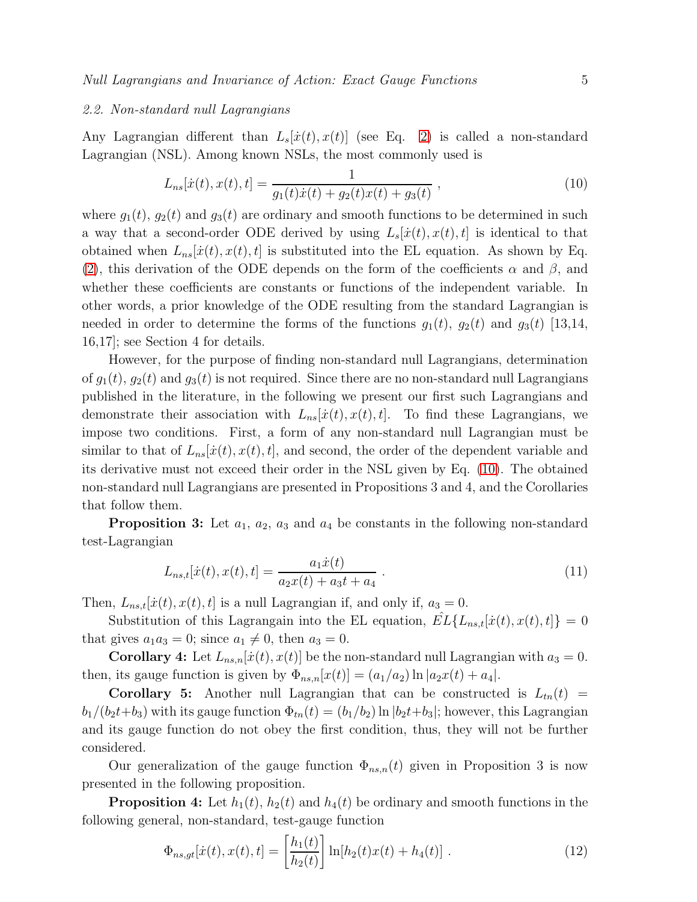### 2.2. Non-standard null Lagrangians

Any Lagrangian different than $L_s[\dot{x}(t), x(t)]$ (see Eq. 2) is called a non-standard Lagrangian (NSL). Among known NSLs, the most commonly used is

$$L_{ns}[\dot{x}(t), x(t), t] = \frac{1}{g_1(t)\dot{x}(t) + g_2(t)x(t) + g_3(t)} , \tag{10}$$

where $g_1(t)$, $g_2(t)$ and $g_3(t)$ are ordinary and smooth functions to be determined in such a way that a second-order ODE derived by using $L_s[\dot{x}(t), x(t), t]$ is identical to that obtained when $L_{ns}[\dot{x}(t), x(t), t]$ is substituted into the EL equation. As shown by Eq. (2), this derivation of the ODE depends on the form of the coefficients $\alpha$ and $\beta$, and whether these coefficients are constants or functions of the independent variable. In other words, a prior knowledge of the ODE resulting from the standard Lagrangian is needed in order to determine the forms of the functions $g_1(t)$, $g_2(t)$ and $g_3(t)$ [13,14, 16,17]; see Section 4 for details.

However, for the purpose of finding non-standard null Lagrangians, determination of $g_1(t)$, $g_2(t)$ and $g_3(t)$ is not required. Since there are no non-standard null Lagrangians published in the literature, in the following we present our first such Lagrangians and demonstrate their association with $L_{ns}[\dot{x}(t), x(t), t]$. To find these Lagrangians, we impose two conditions. First, a form of any non-standard null Lagrangian must be similar to that of $L_{ns}[\dot{x}(t), x(t), t]$, and second, the order of the dependent variable and its derivative must not exceed their order in the NSL given by Eq. (10). The obtained non-standard null Lagrangians are presented in Propositions 3 and 4, and the Corollaries that follow them.

**Proposition 3:** Let $a_1$, $a_2$, $a_3$ and $a_4$ be constants in the following non-standard test-Lagrangian

$$L_{ns,t}[\dot{x}(t), x(t), t] = \frac{a_1 \dot{x}(t)}{a_2 x(t) + a_3 t + a_4} . \tag{11}$$

Then, $L_{ns,t}[\dot{x}(t), x(t), t]$ is a null Lagrangian if, and only if, $a_3 = 0$.

Substitution of this Lagrangain into the EL equation, $\hat{EL}\{L_{ns,t}[\dot{x}(t), x(t), t]\} = 0$ that gives $a_1 a_3 = 0$; since $a_1 \neq 0$, then $a_3 = 0$.

**Corollary 4:** Let $L_{ns,n}[\dot{x}(t), x(t)]$ be the non-standard null Lagrangian with $a_3 = 0$. then, its gauge function is given by $\Phi_{ns,n}[x(t)] = (a_1/a_2) \ln |a_2 x(t) + a_4|$.

**Corollary 5:** Another null Lagrangian that can be constructed is $L_{tn}(t) = b_1/(b_2 t + b_3)$ with its gauge function $\Phi_{tn}(t) = (b_1/b_2) \ln |b_2 t + b_3|$; however, this Lagrangian and its gauge function do not obey the first condition, thus, they will not be further considered.

Our generalization of the gauge function $\Phi_{ns,n}(t)$ given in Proposition 3 is now presented in the following proposition.

**Proposition 4:** Let $h_1(t)$, $h_2(t)$ and $h_4(t)$ be ordinary and smooth functions in the following general, non-standard, test-gauge function

$$\Phi_{ns,gt}[\dot{x}(t), x(t), t] = \left[\frac{h_1(t)}{h_2(t)}\right] \ln[h_2(t)x(t) + h_4(t)] . \tag{12}$$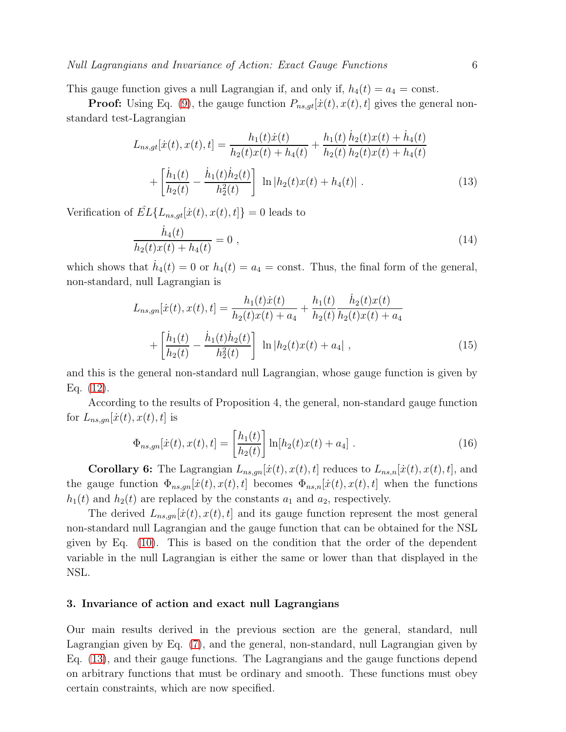This gauge function gives a null Lagrangian if, and only if, $h_4(t) = a_4 =$ const.

**Proof:** Using Eq. (9), the gauge function $P_{ns,gt}[\dot{x}(t), x(t), t]$ gives the general non-standard test-Lagrangian

$$L_{ns,gt}[\dot{x}(t), x(t), t] = \frac{h_1(t)\dot{x}(t)}{h_2(t)x(t) + h_4(t)} + \frac{h_1(t)}{h_2(t)} \frac{\dot{h}_2(t)x(t) + \dot{h}_4(t)}{h_2(t)x(t) + h_4(t)} + \left[ \frac{\dot{h}_1(t)}{h_2(t)} - \frac{\dot{h}_1(t)\dot{h}_2(t)}{h_2^2(t)} \right] \ln |h_2(t)x(t) + h_4(t)| \; . \tag{13}$$

Verification of $\hat{EL}\{L_{ns,gt}[\dot{x}(t), x(t), t]\} = 0$ leads to

$$\frac{\dot{h}_4(t)}{h_2(t)x(t) + h_4(t)} = 0 \; , \tag{14}$$

which shows that $\dot{h}_4(t) = 0$ or $h_4(t) = a_4 =$ const. Thus, the final form of the general, non-standard, null Lagrangian is

$$L_{ns,gn}[\dot{x}(t), x(t), t] = \frac{h_1(t)\dot{x}(t)}{h_2(t)x(t) + a_4} + \frac{h_1(t)}{h_2(t)} \frac{\dot{h}_2(t)x(t)}{h_2(t)x(t) + a_4} + \left[ \frac{\dot{h}_1(t)}{h_2(t)} - \frac{\dot{h}_1(t)\dot{h}_2(t)}{h_2^2(t)} \right] \ln |h_2(t)x(t) + a_4| \; , \tag{15}$$

and this is the general non-standard null Lagrangian, whose gauge function is given by Eq. (12).

According to the results of Proposition 4, the general, non-standard gauge function for $L_{ns,gn}[\dot{x}(t), x(t), t]$ is

$$\Phi_{ns,gn}[\dot{x}(t), x(t), t] = \left[ \frac{h_1(t)}{h_2(t)} \right] \ln[h_2(t)x(t) + a_4] \; . \tag{16}$$

**Corollary 6:** The Lagrangian $L_{ns,gn}[\dot{x}(t), x(t), t]$ reduces to $L_{ns,n}[\dot{x}(t), x(t), t]$, and the gauge function $\Phi_{ns,gn}[\dot{x}(t), x(t), t]$ becomes $\Phi_{ns,n}[\dot{x}(t), x(t), t]$ when the functions $h_1(t)$ and $h_2(t)$ are replaced by the constants $a_1$ and $a_2$, respectively.

The derived $L_{ns,gn}[\dot{x}(t), x(t), t]$ and its gauge function represent the most general non-standard null Lagrangian and the gauge function that can be obtained for the NSL given by Eq. (10). This is based on the condition that the order of the dependent variable in the null Lagrangian is either the same or lower than that displayed in the NSL.

## 3. Invariance of action and exact null Lagrangians

Our main results derived in the previous section are the general, standard, null Lagrangian given by Eq. (7), and the general, non-standard, null Lagrangian given by Eq. (13), and their gauge functions. The Lagrangians and the gauge functions depend on arbitrary functions that must be ordinary and smooth. These functions must obey certain constraints, which are now specified.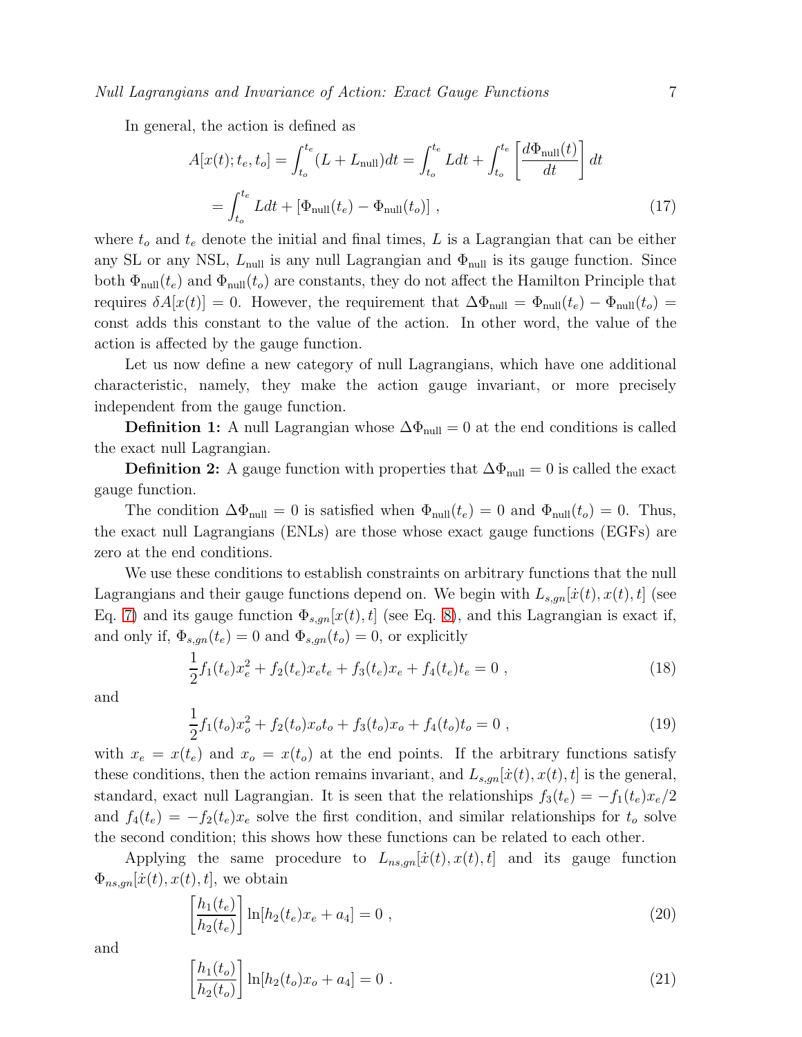In general, the action is defined as

$$
\begin{aligned}
A[x(t); t_e, t_o] &= \int_{t_o}^{t_e} (L + L_{\rm null}) dt = \int_{t_o}^{t_e} L dt + \int_{t_o}^{t_e} \left[ \frac{d\Phi_{\rm null}(t)}{dt} \right] dt \\
&= \int_{t_o}^{t_e} L dt + \left[ \Phi_{\rm null}(t_e) - \Phi_{\rm null}(t_o) \right] ,
\end{aligned} \tag{17}
$$

where $t_o$ and $t_e$ denote the initial and final times, $L$ is a Lagrangian that can be either any SL or any NSL, $L_{\rm null}$ is any null Lagrangian and $\Phi_{\rm null}$ is its gauge function. Since both $\Phi_{\rm null}(t_e)$ and $\Phi_{\rm null}(t_o)$ are constants, they do not affect the Hamilton Principle that requires $\delta A[x(t)] = 0$. However, the requirement that $\Delta\Phi_{\rm null} = \Phi_{\rm null}(t_e) - \Phi_{\rm null}(t_o) =$ const adds this constant to the value of the action. In other word, the value of the action is affected by the gauge function.

Let us now define a new category of null Lagrangians, which have one additional characteristic, namely, they make the action gauge invariant, or more precisely independent from the gauge function.

**Definition 1:** A null Lagrangian whose $\Delta\Phi_{\rm null} = 0$ at the end conditions is called the exact null Lagrangian.

**Definition 2:** A gauge function with properties that $\Delta\Phi_{\rm null} = 0$ is called the exact gauge function.

The condition $\Delta\Phi_{\rm null} = 0$ is satisfied when $\Phi_{\rm null}(t_e) = 0$ and $\Phi_{\rm null}(t_o) = 0$. Thus, the exact null Lagrangians (ENLs) are those whose exact gauge functions (EGFs) are zero at the end conditions.

We use these conditions to establish constraints on arbitrary functions that the null Lagrangians and their gauge functions depend on. We begin with $L_{s,gn}[\dot{x}(t), x(t), t]$ (see Eq. 7) and its gauge function $\Phi_{s,gn}[x(t), t]$ (see Eq. 8), and this Lagrangian is exact if, and only if, $\Phi_{s,gn}(t_e) = 0$ and $\Phi_{s,gn}(t_o) = 0$, or explicitly

$$
\frac{1}{2} f_1(t_e) x_e^2 + f_2(t_e) x_e t_e + f_3(t_e) x_e + f_4(t_e) t_e = 0 \ , \tag{18}
$$

and

$$
\frac{1}{2} f_1(t_o) x_o^2 + f_2(t_o) x_o t_o + f_3(t_o) x_o + f_4(t_o) t_o = 0 \ , \tag{19}
$$

with $x_e = x(t_e)$ and $x_o = x(t_o)$ at the end points. If the arbitrary functions satisfy these conditions, then the action remains invariant, and $L_{s,gn}[\dot{x}(t), x(t), t]$ is the general, standard, exact null Lagrangian. It is seen that the relationships $f_3(t_e) = -f_1(t_e) x_e / 2$ and $f_4(t_e) = -f_2(t_e) x_e$ solve the first condition, and similar relationships for $t_o$ solve the second condition; this shows how these functions can be related to each other.

Applying the same procedure to $L_{ns,gn}[\dot{x}(t), x(t), t]$ and its gauge function $\Phi_{ns,gn}[\dot{x}(t), x(t), t]$, we obtain

$$
\left[ \frac{h_1(t_e)}{h_2(t_e)} \right] \ln[h_2(t_e) x_e + a_4] = 0 \ , \tag{20}
$$

and

$$
\left[ \frac{h_1(t_o)}{h_2(t_o)} \right] \ln[h_2(t_o) x_o + a_4] = 0 \ . \tag{21}
$$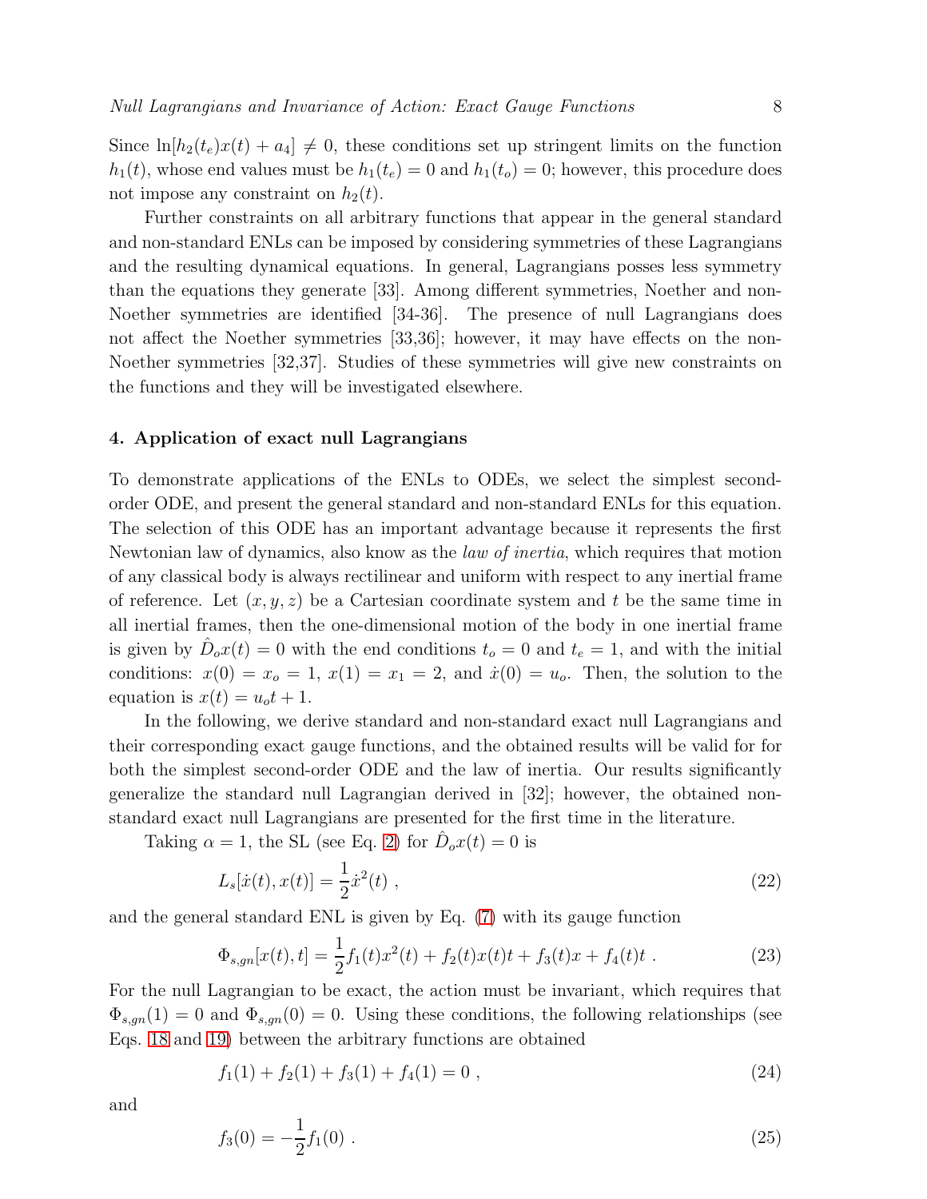Since $\ln[h_2(t_e)x(t) + a_4] \neq 0$, these conditions set up stringent limits on the function $h_1(t)$, whose end values must be $h_1(t_e) = 0$ and $h_1(t_o) = 0$; however, this procedure does not impose any constraint on $h_2(t)$.

Further constraints on all arbitrary functions that appear in the general standard and non-standard ENLs can be imposed by considering symmetries of these Lagrangians and the resulting dynamical equations. In general, Lagrangians posses less symmetry than the equations they generate [33]. Among different symmetries, Noether and non-Noether symmetries are identified [34-36]. The presence of null Lagrangians does not affect the Noether symmetries [33,36]; however, it may have effects on the non-Noether symmetries [32,37]. Studies of these symmetries will give new constraints on the functions and they will be investigated elsewhere.

## 4. Application of exact null Lagrangians

To demonstrate applications of the ENLs to ODEs, we select the simplest second-order ODE, and present the general standard and non-standard ENLs for this equation. The selection of this ODE has an important advantage because it represents the first Newtonian law of dynamics, also know as the *law of inertia*, which requires that motion of any classical body is always rectilinear and uniform with respect to any inertial frame of reference. Let $(x, y, z)$ be a Cartesian coordinate system and $t$ be the same time in all inertial frames, then the one-dimensional motion of the body in one inertial frame is given by $\hat{D}_o x(t) = 0$ with the end conditions $t_o = 0$ and $t_e = 1$, and with the initial conditions: $x(0) = x_o = 1$, $x(1) = x_1 = 2$, and $\dot{x}(0) = u_o$. Then, the solution to the equation is $x(t) = u_o t + 1$.

In the following, we derive standard and non-standard exact null Lagrangians and their corresponding exact gauge functions, and the obtained results will be valid for for both the simplest second-order ODE and the law of inertia. Our results significantly generalize the standard null Lagrangian derived in [32]; however, the obtained non-standard exact null Lagrangians are presented for the first time in the literature.

Taking $\alpha = 1$, the SL (see Eq. 2) for $\hat{D}_o x(t) = 0$ is

$$L_s[\dot{x}(t), x(t)] = \frac{1}{2}\dot{x}^2(t) \ , \tag{22}$$

and the general standard ENL is given by Eq. (7) with its gauge function

$$\Phi_{s,gn}[x(t), t] = \frac{1}{2} f_1(t) x^2(t) + f_2(t) x(t) t + f_3(t) x + f_4(t) t \ . \tag{23}$$

For the null Lagrangian to be exact, the action must be invariant, which requires that $\Phi_{s,gn}(1) = 0$ and $\Phi_{s,gn}(0) = 0$. Using these conditions, the following relationships (see Eqs. 18 and 19) between the arbitrary functions are obtained

$$f_1(1) + f_2(1) + f_3(1) + f_4(1) = 0 \ , \tag{24}$$

and

$$f_3(0) = -\frac{1}{2} f_1(0) \ . \tag{25}$$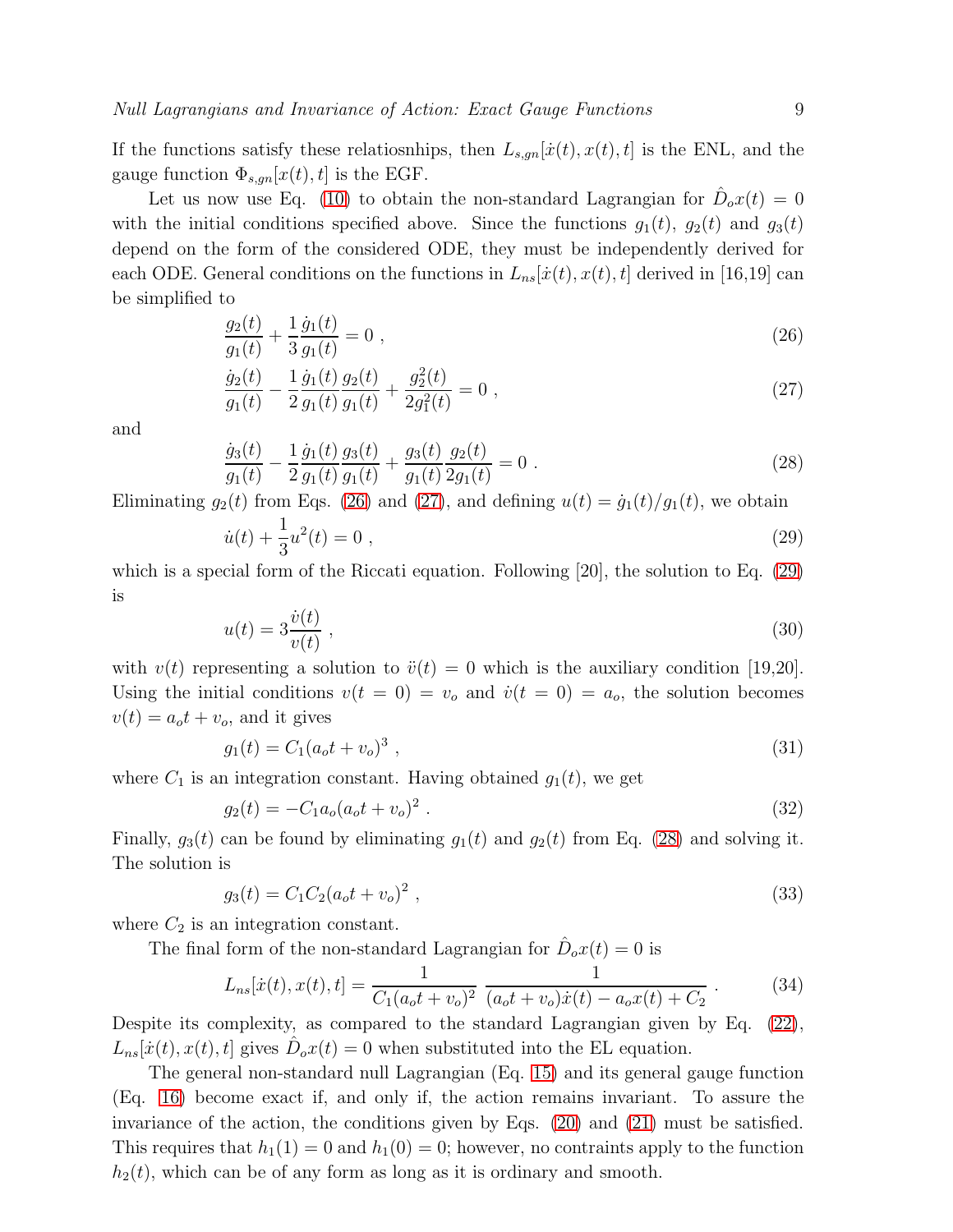If the functions satisfy these relatiosnhips, then $L_{s,gn}[\dot{x}(t), x(t), t]$ is the ENL, and the gauge function $\Phi_{s,gn}[x(t), t]$ is the EGF.

Let us now use Eq. (10) to obtain the non-standard Lagrangian for $\hat{D}_o x(t) = 0$ with the initial conditions specified above. Since the functions $g_1(t)$, $g_2(t)$ and $g_3(t)$ depend on the form of the considered ODE, they must be independently derived for each ODE. General conditions on the functions in $L_{ns}[\dot{x}(t), x(t), t]$ derived in [16,19] can be simplified to

$$\frac{g_2(t)}{g_1(t)} + \frac{1}{3}\frac{\dot{g}_1(t)}{g_1(t)} = 0 \ , \tag{26}$$

$$\frac{\dot{g}_2(t)}{g_1(t)} - \frac{1}{2}\frac{\dot{g}_1(t)}{g_1(t)}\frac{g_2(t)}{g_1(t)} + \frac{g_2^2(t)}{2g_1^2(t)} = 0 \ , \tag{27}$$

and

$$\frac{\dot{g}_3(t)}{g_1(t)} - \frac{1}{2}\frac{\dot{g}_1(t)}{g_1(t)}\frac{g_3(t)}{g_1(t)} + \frac{g_3(t)}{g_1(t)}\frac{g_2(t)}{2g_1(t)} = 0 \ . \tag{28}$$

Eliminating $g_2(t)$ from Eqs. (26) and (27), and defining $u(t) = \dot{g}_1(t)/g_1(t)$, we obtain

$$\dot{u}(t) + \frac{1}{3}u^2(t) = 0 \ , \tag{29}$$

which is a special form of the Riccati equation. Following [20], the solution to Eq. (29) is

$$u(t) = 3\frac{\dot{v}(t)}{v(t)} \ , \tag{30}$$

with $v(t)$ representing a solution to $\ddot{v}(t) = 0$ which is the auxiliary condition [19,20]. Using the initial conditions $v(t = 0) = v_o$ and $\dot{v}(t = 0) = a_o$, the solution becomes $v(t) = a_o t + v_o$, and it gives

$$g_1(t) = C_1(a_o t + v_o)^3 \ , \tag{31}$$

where $C_1$ is an integration constant. Having obtained $g_1(t)$, we get

$$g_2(t) = -C_1 a_o (a_o t + v_o)^2 \ . \tag{32}$$

Finally, $g_3(t)$ can be found by eliminating $g_1(t)$ and $g_2(t)$ from Eq. (28) and solving it. The solution is

$$g_3(t) = C_1 C_2 (a_o t + v_o)^2 \ , \tag{33}$$

where $C_2$ is an integration constant.

The final form of the non-standard Lagrangian for $\hat{D}_o x(t) = 0$ is

$$L_{ns}[\dot{x}(t), x(t), t] = \frac{1}{C_1(a_o t + v_o)^2} \ \frac{1}{(a_o t + v_o)\dot{x}(t) - a_o x(t) + C_2} \ . \tag{34}$$

Despite its complexity, as compared to the standard Lagrangian given by Eq. (22), $L_{ns}[\dot{x}(t), x(t), t]$ gives $\hat{D}_o x(t) = 0$ when substituted into the EL equation.

The general non-standard null Lagrangian (Eq. 15) and its general gauge function (Eq. 16) become exact if, and only if, the action remains invariant. To assure the invariance of the action, the conditions given by Eqs. (20) and (21) must be satisfied. This requires that $h_1(1) = 0$ and $h_1(0) = 0$; however, no contraints apply to the function $h_2(t)$, which can be of any form as long as it is ordinary and smooth.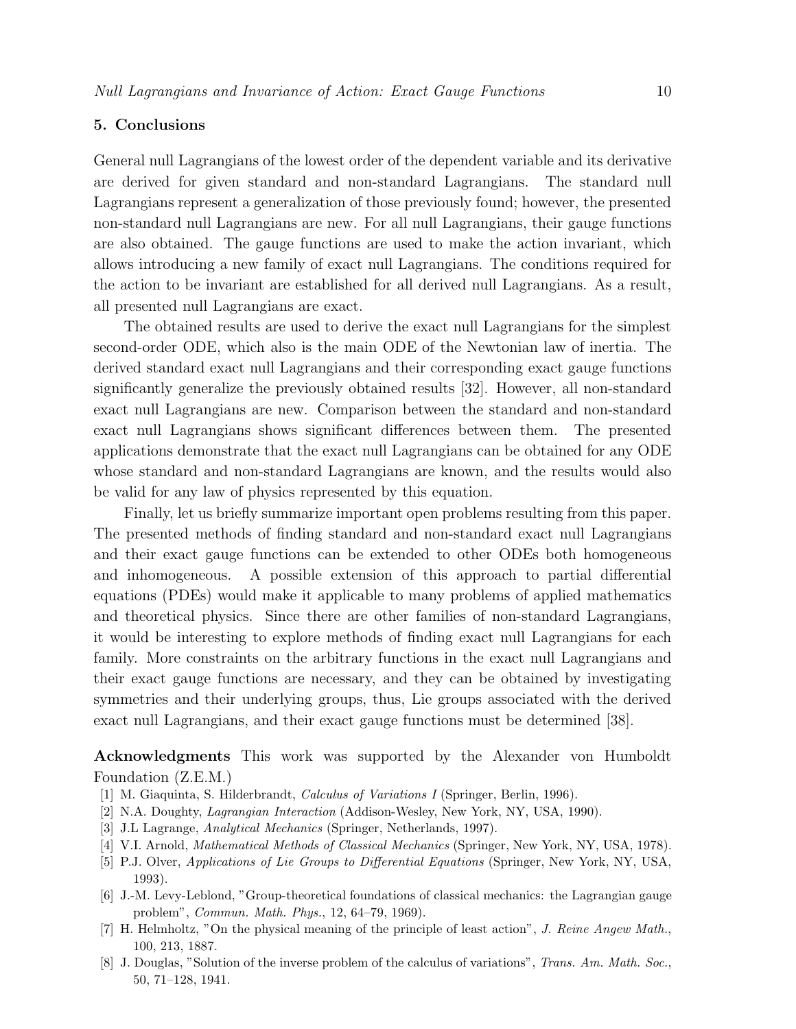## 5. Conclusions

General null Lagrangians of the lowest order of the dependent variable and its derivative are derived for given standard and non-standard Lagrangians. The standard null Lagrangians represent a generalization of those previously found; however, the presented non-standard null Lagrangians are new. For all null Lagrangians, their gauge functions are also obtained. The gauge functions are used to make the action invariant, which allows introducing a new family of exact null Lagrangians. The conditions required for the action to be invariant are established for all derived null Lagrangians. As a result, all presented null Lagrangians are exact.

The obtained results are used to derive the exact null Lagrangians for the simplest second-order ODE, which also is the main ODE of the Newtonian law of inertia. The derived standard exact null Lagrangians and their corresponding exact gauge functions significantly generalize the previously obtained results [32]. However, all non-standard exact null Lagrangians are new. Comparison between the standard and non-standard exact null Lagrangians shows significant differences between them. The presented applications demonstrate that the exact null Lagrangians can be obtained for any ODE whose standard and non-standard Lagrangians are known, and the results would also be valid for any law of physics represented by this equation.

Finally, let us briefly summarize important open problems resulting from this paper. The presented methods of finding standard and non-standard exact null Lagrangians and their exact gauge functions can be extended to other ODEs both homogeneous and inhomogeneous. A possible extension of this approach to partial differential equations (PDEs) would make it applicable to many problems of applied mathematics and theoretical physics. Since there are other families of non-standard Lagrangians, it would be interesting to explore methods of finding exact null Lagrangians for each family. More constraints on the arbitrary functions in the exact null Lagrangians and their exact gauge functions are necessary, and they can be obtained by investigating symmetries and their underlying groups, thus, Lie groups associated with the derived exact null Lagrangians, and their exact gauge functions must be determined [38].

**Acknowledgments** This work was supported by the Alexander von Humboldt Foundation (Z.E.M.)

[1] M. Giaquinta, S. Hilderbrandt, *Calculus of Variations I* (Springer, Berlin, 1996).

[2] N.A. Doughty, *Lagrangian Interaction* (Addison-Wesley, New York, NY, USA, 1990).

[3] J.L Lagrange, *Analytical Mechanics* (Springer, Netherlands, 1997).

[4] V.I. Arnold, *Mathematical Methods of Classical Mechanics* (Springer, New York, NY, USA, 1978).

[5] P.J. Olver, *Applications of Lie Groups to Differential Equations* (Springer, New York, NY, USA, 1993).

[6] J.-M. Levy-Leblond, "Group-theoretical foundations of classical mechanics: the Lagrangian gauge problem", *Commun. Math. Phys.*, 12, 64–79, 1969).

[7] H. Helmholtz, "On the physical meaning of the principle of least action", *J. Reine Angew Math.*, 100, 213, 1887.

[8] J. Douglas, "Solution of the inverse problem of the calculus of variations", *Trans. Am. Math. Soc.*, 50, 71–128, 1941.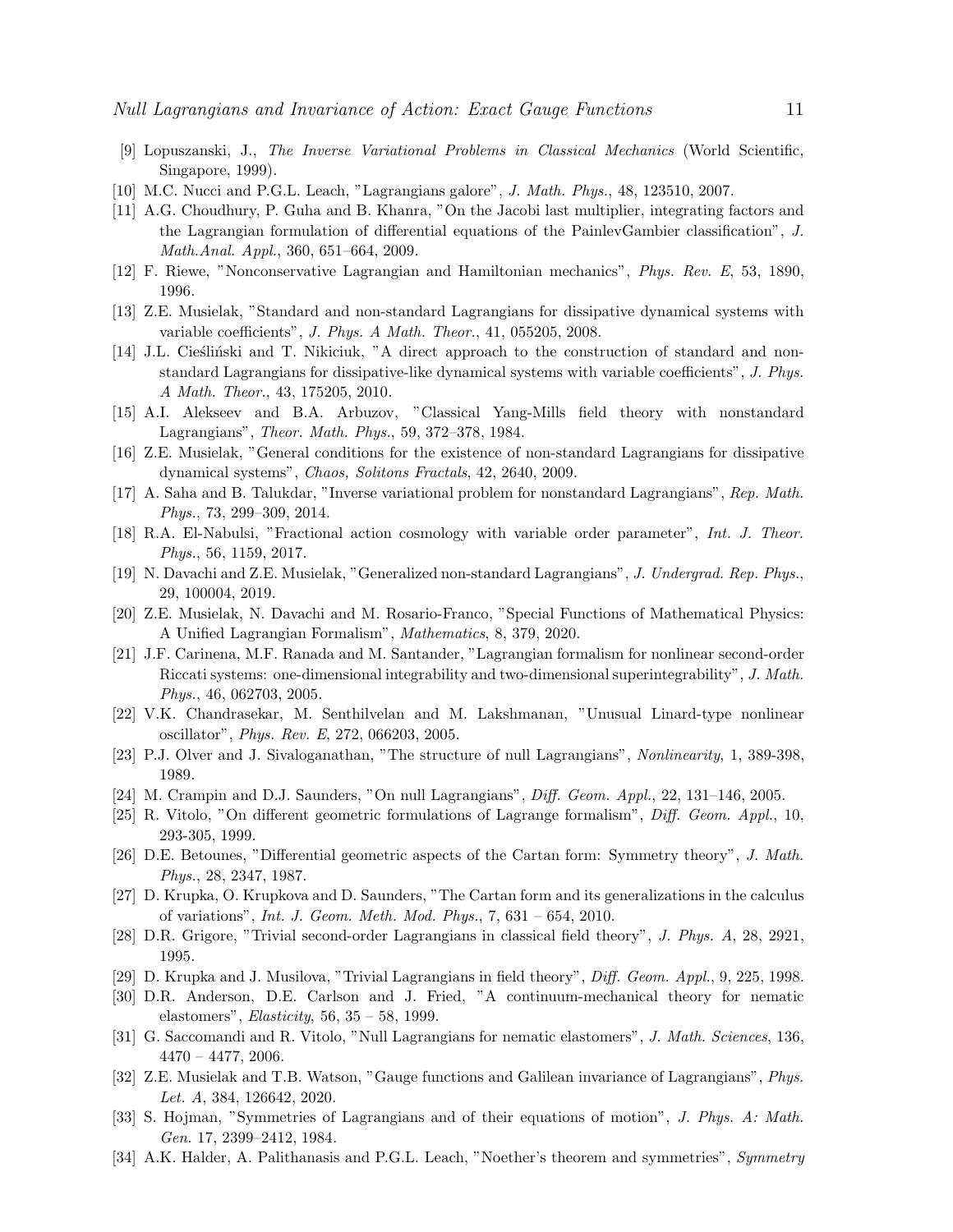[9] Lopuszanski, J., *The Inverse Variational Problems in Classical Mechanics* (World Scientific, Singapore, 1999).

[10] M.C. Nucci and P.G.L. Leach, "Lagrangians galore", *J. Math. Phys.*, 48, 123510, 2007.

[11] A.G. Choudhury, P. Guha and B. Khanra, "On the Jacobi last multiplier, integrating factors and the Lagrangian formulation of differential equations of the PainlevGambier classification", *J. Math.Anal. Appl.*, 360, 651–664, 2009.

[12] F. Riewe, "Nonconservative Lagrangian and Hamiltonian mechanics", *Phys. Rev. E*, 53, 1890, 1996.

[13] Z.E. Musielak, "Standard and non-standard Lagrangians for dissipative dynamical systems with variable coefficients", *J. Phys. A Math. Theor.*, 41, 055205, 2008.

[14] J.L. Cieśliński and T. Nikiciuk, "A direct approach to the construction of standard and non-standard Lagrangians for dissipative-like dynamical systems with variable coefficients", *J. Phys. A Math. Theor.*, 43, 175205, 2010.

[15] A.I. Alekseev and B.A. Arbuzov, "Classical Yang-Mills field theory with nonstandard Lagrangians", *Theor. Math. Phys.*, 59, 372–378, 1984.

[16] Z.E. Musielak, "General conditions for the existence of non-standard Lagrangians for dissipative dynamical systems", *Chaos, Solitons Fractals*, 42, 2640, 2009.

[17] A. Saha and B. Talukdar, "Inverse variational problem for nonstandard Lagrangians", *Rep. Math. Phys.*, 73, 299–309, 2014.

[18] R.A. El-Nabulsi, "Fractional action cosmology with variable order parameter", *Int. J. Theor. Phys.*, 56, 1159, 2017.

[19] N. Davachi and Z.E. Musielak, "Generalized non-standard Lagrangians", *J. Undergrad. Rep. Phys.*, 29, 100004, 2019.

[20] Z.E. Musielak, N. Davachi and M. Rosario-Franco, "Special Functions of Mathematical Physics: A Unified Lagrangian Formalism", *Mathematics*, 8, 379, 2020.

[21] J.F. Carinena, M.F. Ranada and M. Santander, "Lagrangian formalism for nonlinear second-order Riccati systems: one-dimensional integrability and two-dimensional superintegrability", *J. Math. Phys.*, 46, 062703, 2005.

[22] V.K. Chandrasekar, M. Senthilvelan and M. Lakshmanan, "Unusual Linard-type nonlinear oscillator", *Phys. Rev. E*, 272, 066203, 2005.

[23] P.J. Olver and J. Sivaloganathan, "The structure of null Lagrangians", *Nonlinearity*, 1, 389-398, 1989.

[24] M. Crampin and D.J. Saunders, "On null Lagrangians", *Diff. Geom. Appl.*, 22, 131–146, 2005.

[25] R. Vitolo, "On different geometric formulations of Lagrange formalism", *Diff. Geom. Appl.*, 10, 293-305, 1999.

[26] D.E. Betounes, "Differential geometric aspects of the Cartan form: Symmetry theory", *J. Math. Phys.*, 28, 2347, 1987.

[27] D. Krupka, O. Krupkova and D. Saunders, "The Cartan form and its generalizations in the calculus of variations", *Int. J. Geom. Meth. Mod. Phys.*, 7, 631 – 654, 2010.

[28] D.R. Grigore, "Trivial second-order Lagrangians in classical field theory", *J. Phys. A*, 28, 2921, 1995.

[29] D. Krupka and J. Musilova, "Trivial Lagrangians in field theory", *Diff. Geom. Appl.*, 9, 225, 1998.

[30] D.R. Anderson, D.E. Carlson and J. Fried, "A continuum-mechanical theory for nematic elastomers", *Elasticity*, 56, 35 – 58, 1999.

[31] G. Saccomandi and R. Vitolo, "Null Lagrangians for nematic elastomers", *J. Math. Sciences*, 136, 4470 – 4477, 2006.

[32] Z.E. Musielak and T.B. Watson, "Gauge functions and Galilean invariance of Lagrangians", *Phys. Let. A*, 384, 126642, 2020.

[33] S. Hojman, "Symmetries of Lagrangians and of their equations of motion", *J. Phys. A: Math. Gen.* 17, 2399–2412, 1984.

[34] A.K. Halder, A. Palithanasis and P.G.L. Leach, "Noether's theorem and symmetries", *Symmetry*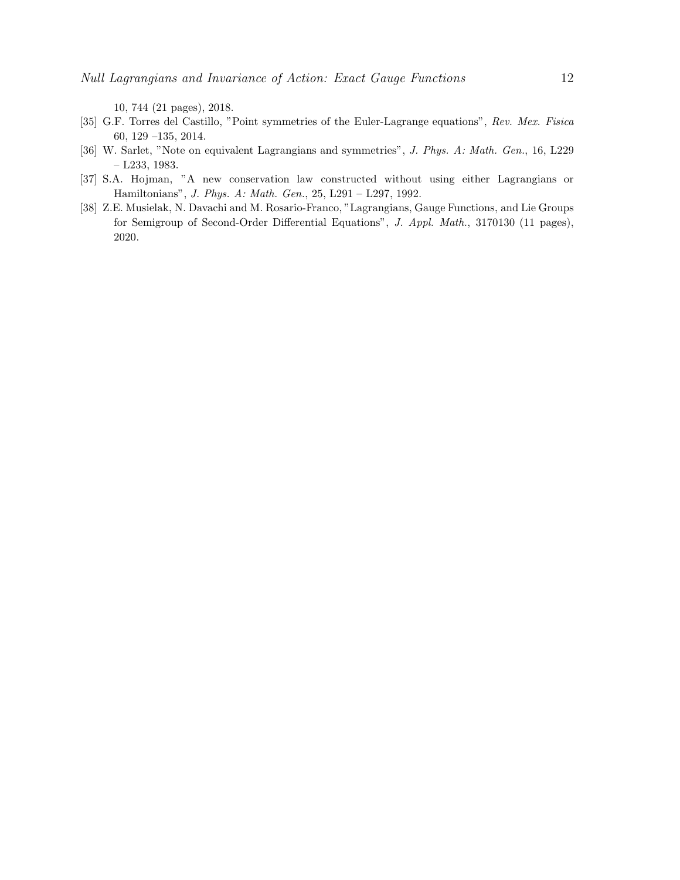10, 744 (21 pages), 2018.

[35] G.F. Torres del Castillo, "Point symmetries of the Euler-Lagrange equations", *Rev. Mex. Fisica* 60, 129 –135, 2014.

[36] W. Sarlet, "Note on equivalent Lagrangians and symmetries", *J. Phys. A: Math. Gen.*, 16, L229 – L233, 1983.

[37] S.A. Hojman, "A new conservation law constructed without using either Lagrangians or Hamiltonians", *J. Phys. A: Math. Gen.*, 25, L291 – L297, 1992.

[38] Z.E. Musielak, N. Davachi and M. Rosario-Franco, "Lagrangians, Gauge Functions, and Lie Groups for Semigroup of Second-Order Differential Equations", *J. Appl. Math.*, 3170130 (11 pages), 2020.